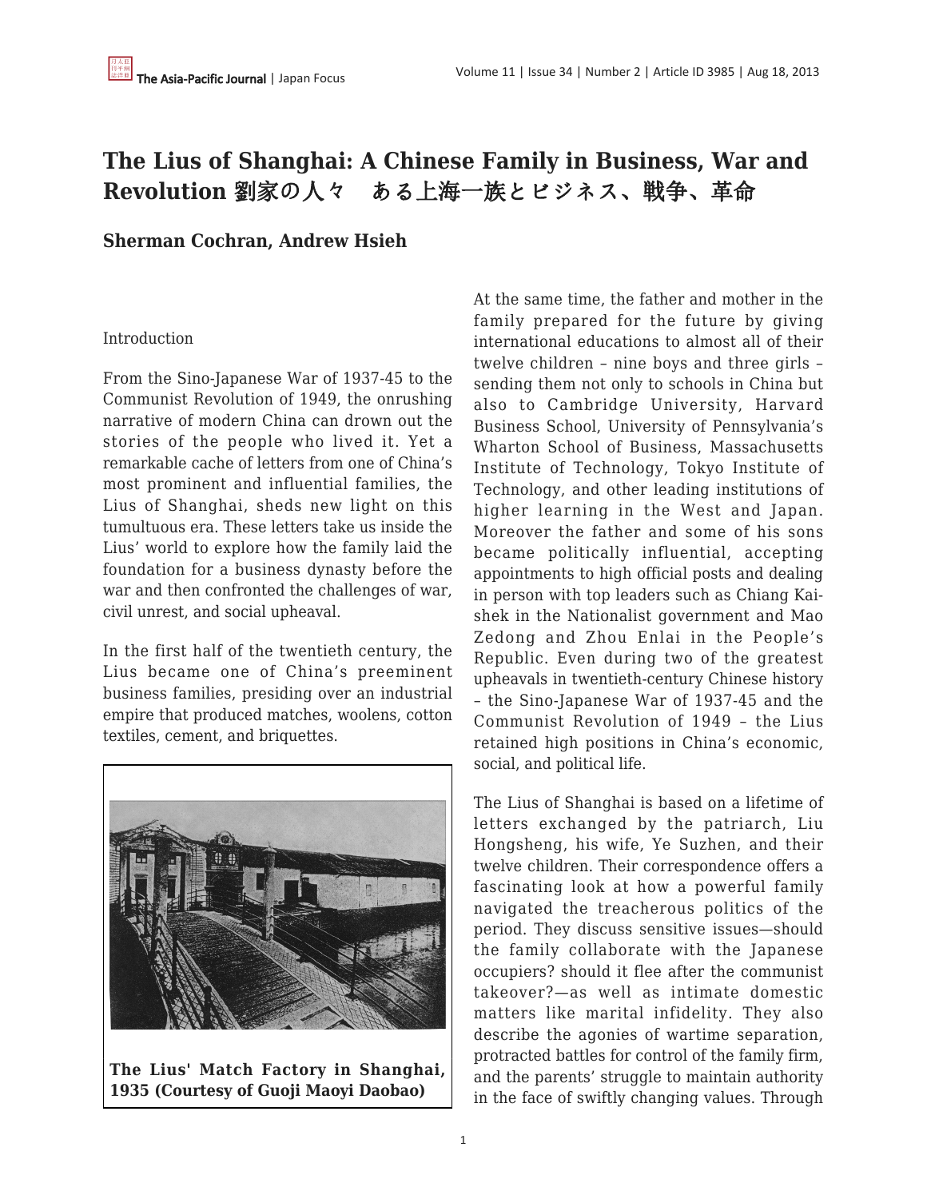# The Lius of Shanghai: A Chinese Family in Business, War and Revolution 劉家の人々　ある上海一族とビジネス、戦争、革命

**Sherman Cochran, Andrew Hsieh**

Introduction

From the Sino-Japanese War of 1937-45 to the Communist Revolution of 1949, the onrushing narrative of modern China can drown out the stories of the people who lived it. Yet a remarkable cache of letters from one of China's most prominent and influential families, the Lius of Shanghai, sheds new light on this tumultuous era. These letters take us inside the Lius' world to explore how the family laid the foundation for a business dynasty before the war and then confronted the challenges of war, civil unrest, and social upheaval.

In the first half of the twentieth century, the Lius became one of China's preeminent business families, presiding over an industrial empire that produced matches, woolens, cotton textiles, cement, and briquettes.

**The Lius' Match Factory in Shanghai, 1935 (Courtesy of Guoji Maoyi Daobao)**

At the same time, the father and mother in the family prepared for the future by giving international educations to almost all of their twelve children – nine boys and three girls – sending them not only to schools in China but also to Cambridge University, Harvard Business School, University of Pennsylvania's Wharton School of Business, Massachusetts Institute of Technology, Tokyo Institute of Technology, and other leading institutions of higher learning in the West and Japan. Moreover the father and some of his sons became politically influential, accepting appointments to high official posts and dealing in person with top leaders such as Chiang Kai-shek in the Nationalist government and Mao Zedong and Zhou Enlai in the People's Republic. Even during two of the greatest upheavals in twentieth-century Chinese history – the Sino-Japanese War of 1937-45 and the Communist Revolution of 1949 – the Lius retained high positions in China's economic, social, and political life.

The Lius of Shanghai is based on a lifetime of letters exchanged by the patriarch, Liu Hongsheng, his wife, Ye Suzhen, and their twelve children. Their correspondence offers a fascinating look at how a powerful family navigated the treacherous politics of the period. They discuss sensitive issues—should the family collaborate with the Japanese occupiers? should it flee after the communist takeover?—as well as intimate domestic matters like marital infidelity. They also describe the agonies of wartime separation, protracted battles for control of the family firm, and the parents' struggle to maintain authority in the face of swiftly changing values. Through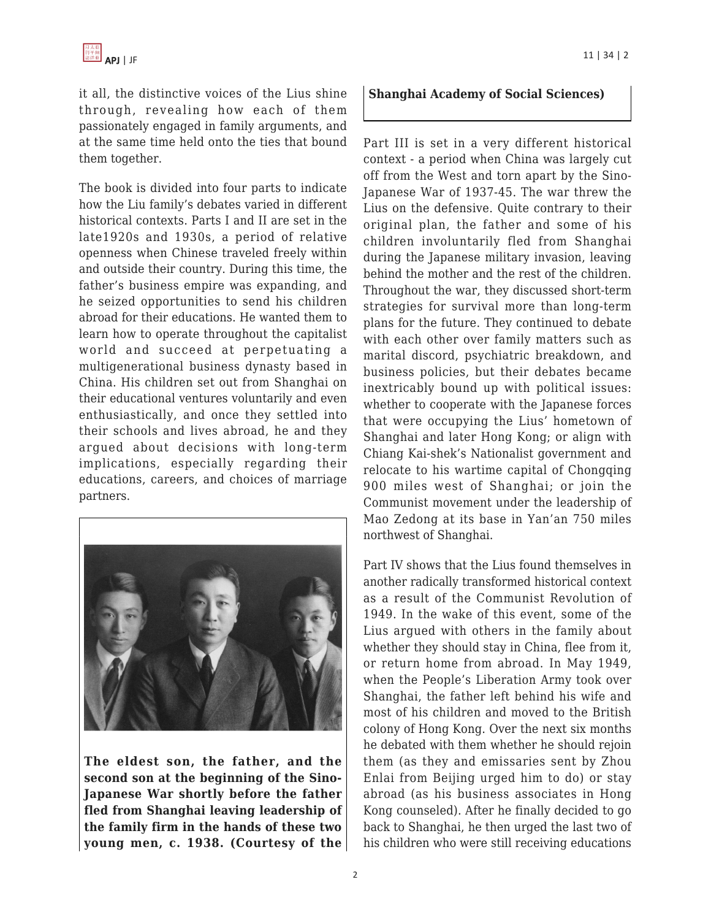it all, the distinctive voices of the Lius shine through, revealing how each of them passionately engaged in family arguments, and at the same time held onto the ties that bound them together.

The book is divided into four parts to indicate how the Liu family's debates varied in different historical contexts. Parts I and II are set in the late1920s and 1930s, a period of relative openness when Chinese traveled freely within and outside their country. During this time, the father's business empire was expanding, and he seized opportunities to send his children abroad for their educations. He wanted them to learn how to operate throughout the capitalist world and succeed at perpetuating a multigenerational business dynasty based in China. His children set out from Shanghai on their educational ventures voluntarily and even enthusiastically, and once they settled into their schools and lives abroad, he and they argued about decisions with long-term implications, especially regarding their educations, careers, and choices of marriage partners.

**The eldest son, the father, and the second son at the beginning of the Sino-Japanese War shortly before the father fled from Shanghai leaving leadership of the family firm in the hands of these two young men, c. 1938. (Courtesy of the Shanghai Academy of Social Sciences)**

Part III is set in a very different historical context - a period when China was largely cut off from the West and torn apart by the Sino-Japanese War of 1937-45. The war threw the Lius on the defensive. Quite contrary to their original plan, the father and some of his children involuntarily fled from Shanghai during the Japanese military invasion, leaving behind the mother and the rest of the children. Throughout the war, they discussed short-term strategies for survival more than long-term plans for the future. They continued to debate with each other over family matters such as marital discord, psychiatric breakdown, and business policies, but their debates became inextricably bound up with political issues: whether to cooperate with the Japanese forces that were occupying the Lius' hometown of Shanghai and later Hong Kong; or align with Chiang Kai-shek's Nationalist government and relocate to his wartime capital of Chongqing 900 miles west of Shanghai; or join the Communist movement under the leadership of Mao Zedong at its base in Yan'an 750 miles northwest of Shanghai.

Part IV shows that the Lius found themselves in another radically transformed historical context as a result of the Communist Revolution of 1949. In the wake of this event, some of the Lius argued with others in the family about whether they should stay in China, flee from it, or return home from abroad. In May 1949, when the People's Liberation Army took over Shanghai, the father left behind his wife and most of his children and moved to the British colony of Hong Kong. Over the next six months he debated with them whether he should rejoin them (as they and emissaries sent by Zhou Enlai from Beijing urged him to do) or stay abroad (as his business associates in Hong Kong counseled). After he finally decided to go back to Shanghai, he then urged the last two of his children who were still receiving educations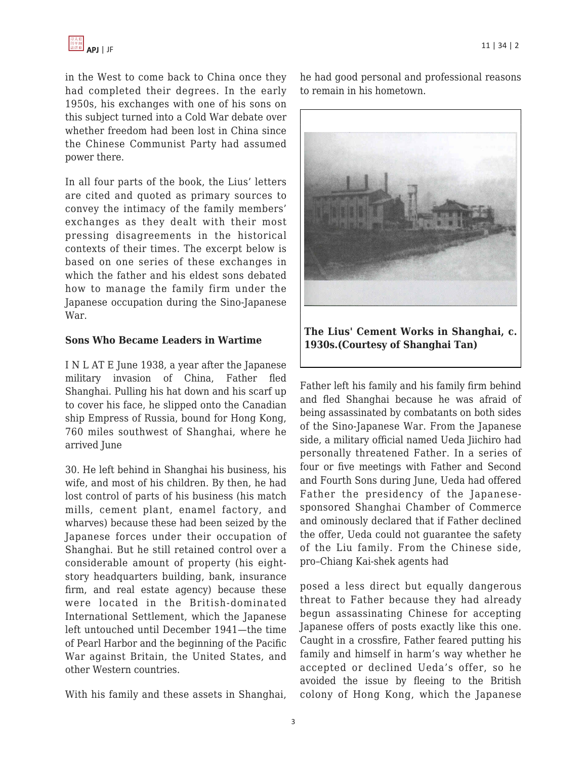in the West to come back to China once they had completed their degrees. In the early 1950s, his exchanges with one of his sons on this subject turned into a Cold War debate over whether freedom had been lost in China since the Chinese Communist Party had assumed power there.

In all four parts of the book, the Lius' letters are cited and quoted as primary sources to convey the intimacy of the family members' exchanges as they dealt with their most pressing disagreements in the historical contexts of their times. The excerpt below is based on one series of these exchanges in which the father and his eldest sons debated how to manage the family firm under the Japanese occupation during the Sino-Japanese War.

**Sons Who Became Leaders in Wartime**

I N L AT E June 1938, a year after the Japanese military invasion of China, Father fled Shanghai. Pulling his hat down and his scarf up to cover his face, he slipped onto the Canadian ship Empress of Russia, bound for Hong Kong, 760 miles southwest of Shanghai, where he arrived June 30. He left behind in Shanghai his business, his wife, and most of his children. By then, he had lost control of parts of his business (his match mills, cement plant, enamel factory, and wharves) because these had been seized by the Japanese forces under their occupation of Shanghai. But he still retained control over a considerable amount of property (his eight-story headquarters building, bank, insurance firm, and real estate agency) because these were located in the British-dominated International Settlement, which the Japanese left untouched until December 1941—the time of Pearl Harbor and the beginning of the Pacific War against Britain, the United States, and other Western countries.

With his family and these assets in Shanghai, he had good personal and professional reasons to remain in his hometown.

**The Lius' Cement Works in Shanghai, c. 1930s.(Courtesy of Shanghai Tan)**

Father left his family and his family firm behind and fled Shanghai because he was afraid of being assassinated by combatants on both sides of the Sino-Japanese War. From the Japanese side, a military official named Ueda Jiichiro had personally threatened Father. In a series of four or five meetings with Father and Second and Fourth Sons during June, Ueda had offered Father the presidency of the Japanese-sponsored Shanghai Chamber of Commerce and ominously declared that if Father declined the offer, Ueda could not guarantee the safety of the Liu family. From the Chinese side, pro–Chiang Kai-shek agents had posed a less direct but equally dangerous threat to Father because they had already begun assassinating Chinese for accepting Japanese offers of posts exactly like this one. Caught in a crossfire, Father feared putting his family and himself in harm's way whether he accepted or declined Ueda's offer, so he avoided the issue by fleeing to the British colony of Hong Kong, which the Japanese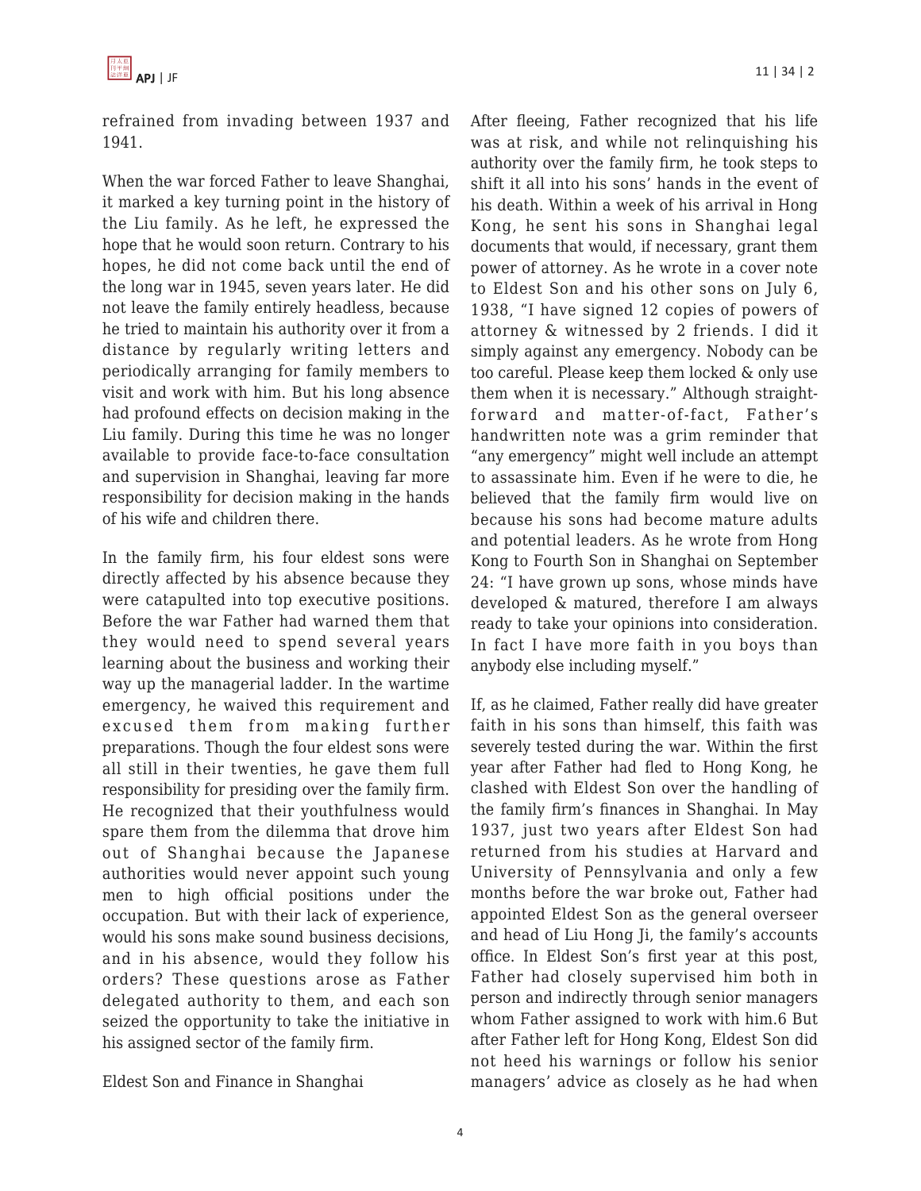refrained from invading between 1937 and 1941.

When the war forced Father to leave Shanghai, it marked a key turning point in the history of the Liu family. As he left, he expressed the hope that he would soon return. Contrary to his hopes, he did not come back until the end of the long war in 1945, seven years later. He did not leave the family entirely headless, because he tried to maintain his authority over it from a distance by regularly writing letters and periodically arranging for family members to visit and work with him. But his long absence had profound effects on decision making in the Liu family. During this time he was no longer available to provide face-to-face consultation and supervision in Shanghai, leaving far more responsibility for decision making in the hands of his wife and children there.

In the family firm, his four eldest sons were directly affected by his absence because they were catapulted into top executive positions. Before the war Father had warned them that they would need to spend several years learning about the business and working their way up the managerial ladder. In the wartime emergency, he waived this requirement and excused them from making further preparations. Though the four eldest sons were all still in their twenties, he gave them full responsibility for presiding over the family firm. He recognized that their youthfulness would spare them from the dilemma that drove him out of Shanghai because the Japanese authorities would never appoint such young men to high official positions under the occupation. But with their lack of experience, would his sons make sound business decisions, and in his absence, would they follow his orders? These questions arose as Father delegated authority to them, and each son seized the opportunity to take the initiative in his assigned sector of the family firm.

## Eldest Son and Finance in Shanghai

After fleeing, Father recognized that his life was at risk, and while not relinquishing his authority over the family firm, he took steps to shift it all into his sons' hands in the event of his death. Within a week of his arrival in Hong Kong, he sent his sons in Shanghai legal documents that would, if necessary, grant them power of attorney. As he wrote in a cover note to Eldest Son and his other sons on July 6, 1938, "I have signed 12 copies of powers of attorney & witnessed by 2 friends. I did it simply against any emergency. Nobody can be too careful. Please keep them locked & only use them when it is necessary." Although straightforward and matter-of-fact, Father's handwritten note was a grim reminder that "any emergency" might well include an attempt to assassinate him. Even if he were to die, he believed that the family firm would live on because his sons had become mature adults and potential leaders. As he wrote from Hong Kong to Fourth Son in Shanghai on September 24: "I have grown up sons, whose minds have developed & matured, therefore I am always ready to take your opinions into consideration. In fact I have more faith in you boys than anybody else including myself."

If, as he claimed, Father really did have greater faith in his sons than himself, this faith was severely tested during the war. Within the first year after Father had fled to Hong Kong, he clashed with Eldest Son over the handling of the family firm's finances in Shanghai. In May 1937, just two years after Eldest Son had returned from his studies at Harvard and University of Pennsylvania and only a few months before the war broke out, Father had appointed Eldest Son as the general overseer and head of Liu Hong Ji, the family's accounts office. In Eldest Son's first year at this post, Father had closely supervised him both in person and indirectly through senior managers whom Father assigned to work with him.[6] But after Father left for Hong Kong, Eldest Son did not heed his warnings or follow his senior managers' advice as closely as he had when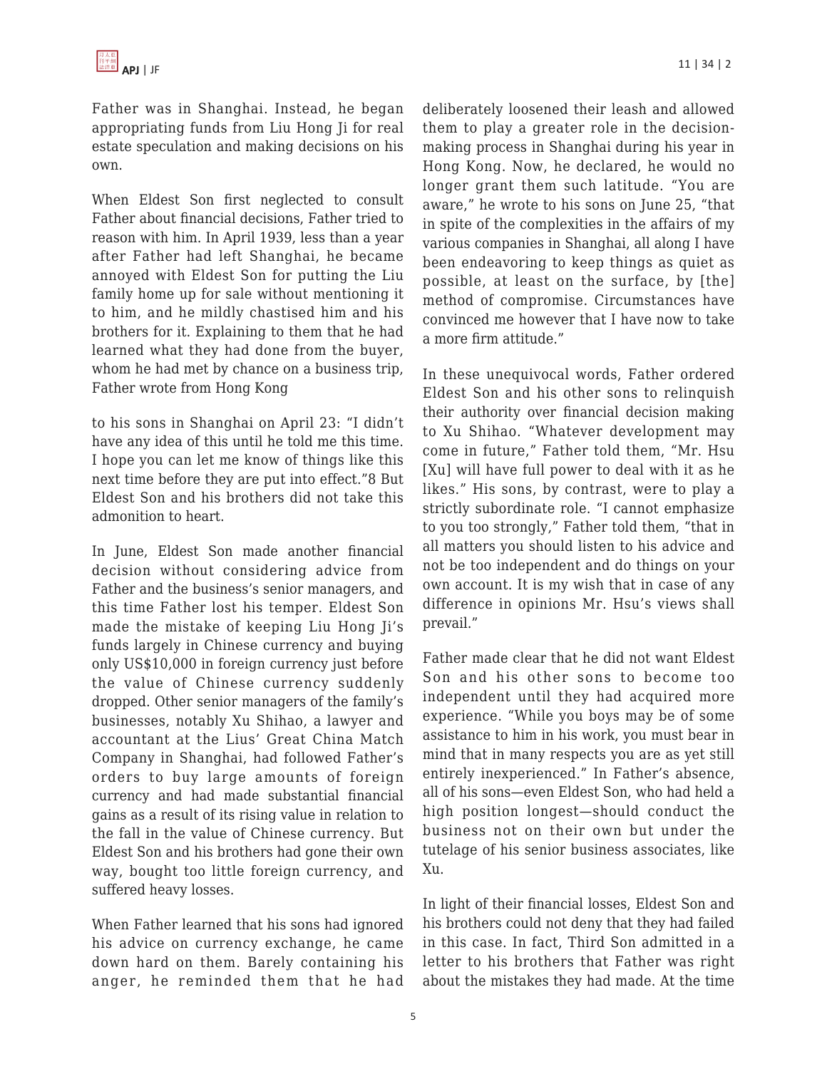Father was in Shanghai. Instead, he began appropriating funds from Liu Hong Ji for real estate speculation and making decisions on his own.

When Eldest Son first neglected to consult Father about financial decisions, Father tried to reason with him. In April 1939, less than a year after Father had left Shanghai, he became annoyed with Eldest Son for putting the Liu family home up for sale without mentioning it to him, and he mildly chastised him and his brothers for it. Explaining to them that he had learned what they had done from the buyer, whom he had met by chance on a business trip, Father wrote from Hong Kong to his sons in Shanghai on April 23: "I didn't have any idea of this until he told me this time. I hope you can let me know of things like this next time before they are put into effect."8 But Eldest Son and his brothers did not take this admonition to heart.

In June, Eldest Son made another financial decision without considering advice from Father and the business's senior managers, and this time Father lost his temper. Eldest Son made the mistake of keeping Liu Hong Ji's funds largely in Chinese currency and buying only US$10,000 in foreign currency just before the value of Chinese currency suddenly dropped. Other senior managers of the family's businesses, notably Xu Shihao, a lawyer and accountant at the Lius' Great China Match Company in Shanghai, had followed Father's orders to buy large amounts of foreign currency and had made substantial financial gains as a result of its rising value in relation to the fall in the value of Chinese currency. But Eldest Son and his brothers had gone their own way, bought too little foreign currency, and suffered heavy losses.

When Father learned that his sons had ignored his advice on currency exchange, he came down hard on them. Barely containing his anger, he reminded them that he had deliberately loosened their leash and allowed them to play a greater role in the decision-making process in Shanghai during his year in Hong Kong. Now, he declared, he would no longer grant them such latitude. "You are aware," he wrote to his sons on June 25, "that in spite of the complexities in the affairs of my various companies in Shanghai, all along I have been endeavoring to keep things as quiet as possible, at least on the surface, by [the] method of compromise. Circumstances have convinced me however that I have now to take a more firm attitude."

In these unequivocal words, Father ordered Eldest Son and his other sons to relinquish their authority over financial decision making to Xu Shihao. "Whatever development may come in future," Father told them, "Mr. Hsu [Xu] will have full power to deal with it as he likes." His sons, by contrast, were to play a strictly subordinate role. "I cannot emphasize to you too strongly," Father told them, "that in all matters you should listen to his advice and not be too independent and do things on your own account. It is my wish that in case of any difference in opinions Mr. Hsu's views shall prevail."

Father made clear that he did not want Eldest Son and his other sons to become too independent until they had acquired more experience. "While you boys may be of some assistance to him in his work, you must bear in mind that in many respects you are as yet still entirely inexperienced." In Father's absence, all of his sons—even Eldest Son, who had held a high position longest—should conduct the business not on their own but under the tutelage of his senior business associates, like Xu.

In light of their financial losses, Eldest Son and his brothers could not deny that they had failed in this case. In fact, Third Son admitted in a letter to his brothers that Father was right about the mistakes they had made. At the time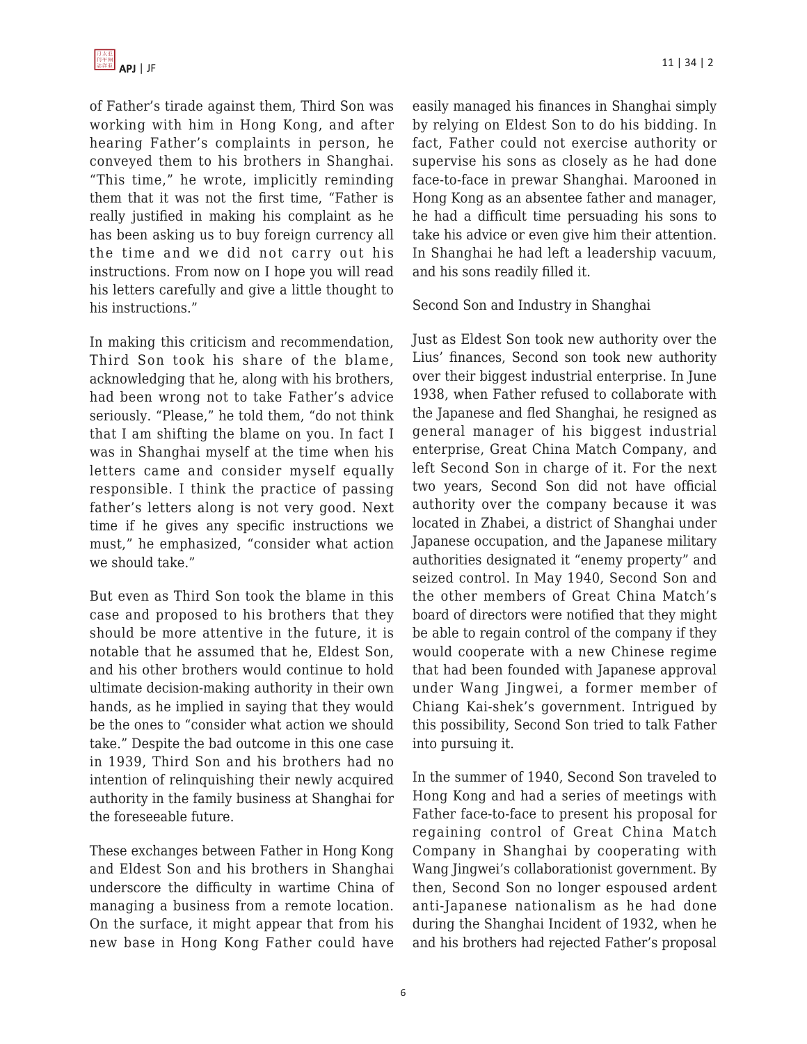of Father's tirade against them, Third Son was working with him in Hong Kong, and after hearing Father's complaints in person, he conveyed them to his brothers in Shanghai. "This time," he wrote, implicitly reminding them that it was not the first time, "Father is really justified in making his complaint as he has been asking us to buy foreign currency all the time and we did not carry out his instructions. From now on I hope you will read his letters carefully and give a little thought to his instructions."

In making this criticism and recommendation, Third Son took his share of the blame, acknowledging that he, along with his brothers, had been wrong not to take Father's advice seriously. "Please," he told them, "do not think that I am shifting the blame on you. In fact I was in Shanghai myself at the time when his letters came and consider myself equally responsible. I think the practice of passing father's letters along is not very good. Next time if he gives any specific instructions we must," he emphasized, "consider what action we should take."

But even as Third Son took the blame in this case and proposed to his brothers that they should be more attentive in the future, it is notable that he assumed that he, Eldest Son, and his other brothers would continue to hold ultimate decision-making authority in their own hands, as he implied in saying that they would be the ones to "consider what action we should take." Despite the bad outcome in this one case in 1939, Third Son and his brothers had no intention of relinquishing their newly acquired authority in the family business at Shanghai for the foreseeable future.

These exchanges between Father in Hong Kong and Eldest Son and his brothers in Shanghai underscore the difficulty in wartime China of managing a business from a remote location. On the surface, it might appear that from his new base in Hong Kong Father could have easily managed his finances in Shanghai simply by relying on Eldest Son to do his bidding. In fact, Father could not exercise authority or supervise his sons as closely as he had done face-to-face in prewar Shanghai. Marooned in Hong Kong as an absentee father and manager, he had a difficult time persuading his sons to take his advice or even give him their attention. In Shanghai he had left a leadership vacuum, and his sons readily filled it.

## Second Son and Industry in Shanghai

Just as Eldest Son took new authority over the Lius' finances, Second son took new authority over their biggest industrial enterprise. In June 1938, when Father refused to collaborate with the Japanese and fled Shanghai, he resigned as general manager of his biggest industrial enterprise, Great China Match Company, and left Second Son in charge of it. For the next two years, Second Son did not have official authority over the company because it was located in Zhabei, a district of Shanghai under Japanese occupation, and the Japanese military authorities designated it "enemy property" and seized control. In May 1940, Second Son and the other members of Great China Match's board of directors were notified that they might be able to regain control of the company if they would cooperate with a new Chinese regime that had been founded with Japanese approval under Wang Jingwei, a former member of Chiang Kai-shek's government. Intrigued by this possibility, Second Son tried to talk Father into pursuing it.

In the summer of 1940, Second Son traveled to Hong Kong and had a series of meetings with Father face-to-face to present his proposal for regaining control of Great China Match Company in Shanghai by cooperating with Wang Jingwei's collaborationist government. By then, Second Son no longer espoused ardent anti-Japanese nationalism as he had done during the Shanghai Incident of 1932, when he and his brothers had rejected Father's proposal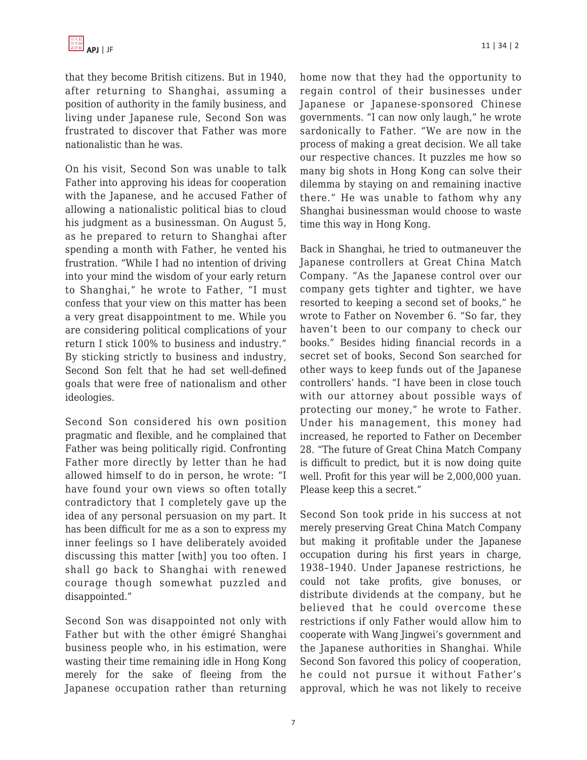that they become British citizens. But in 1940, after returning to Shanghai, assuming a position of authority in the family business, and living under Japanese rule, Second Son was frustrated to discover that Father was more nationalistic than he was.

On his visit, Second Son was unable to talk Father into approving his ideas for cooperation with the Japanese, and he accused Father of allowing a nationalistic political bias to cloud his judgment as a businessman. On August 5, as he prepared to return to Shanghai after spending a month with Father, he vented his frustration. "While I had no intention of driving into your mind the wisdom of your early return to Shanghai," he wrote to Father, "I must confess that your view on this matter has been a very great disappointment to me. While you are considering political complications of your return I stick 100% to business and industry." By sticking strictly to business and industry, Second Son felt that he had set well-defined goals that were free of nationalism and other ideologies.

Second Son considered his own position pragmatic and flexible, and he complained that Father was being politically rigid. Confronting Father more directly by letter than he had allowed himself to do in person, he wrote: "I have found your own views so often totally contradictory that I completely gave up the idea of any personal persuasion on my part. It has been difficult for me as a son to express my inner feelings so I have deliberately avoided discussing this matter [with] you too often. I shall go back to Shanghai with renewed courage though somewhat puzzled and disappointed."

Second Son was disappointed not only with Father but with the other émigré Shanghai business people who, in his estimation, were wasting their time remaining idle in Hong Kong merely for the sake of fleeing from the Japanese occupation rather than returning home now that they had the opportunity to regain control of their businesses under Japanese or Japanese-sponsored Chinese governments. "I can now only laugh," he wrote sardonically to Father. "We are now in the process of making a great decision. We all take our respective chances. It puzzles me how so many big shots in Hong Kong can solve their dilemma by staying on and remaining inactive there." He was unable to fathom why any Shanghai businessman would choose to waste time this way in Hong Kong.

Back in Shanghai, he tried to outmaneuver the Japanese controllers at Great China Match Company. "As the Japanese control over our company gets tighter and tighter, we have resorted to keeping a second set of books," he wrote to Father on November 6. "So far, they haven't been to our company to check our books." Besides hiding financial records in a secret set of books, Second Son searched for other ways to keep funds out of the Japanese controllers' hands. "I have been in close touch with our attorney about possible ways of protecting our money," he wrote to Father. Under his management, this money had increased, he reported to Father on December 28. "The future of Great China Match Company is difficult to predict, but it is now doing quite well. Profit for this year will be 2,000,000 yuan. Please keep this a secret."

Second Son took pride in his success at not merely preserving Great China Match Company but making it profitable under the Japanese occupation during his first years in charge, 1938–1940. Under Japanese restrictions, he could not take profits, give bonuses, or distribute dividends at the company, but he believed that he could overcome these restrictions if only Father would allow him to cooperate with Wang Jingwei's government and the Japanese authorities in Shanghai. While Second Son favored this policy of cooperation, he could not pursue it without Father's approval, which he was not likely to receive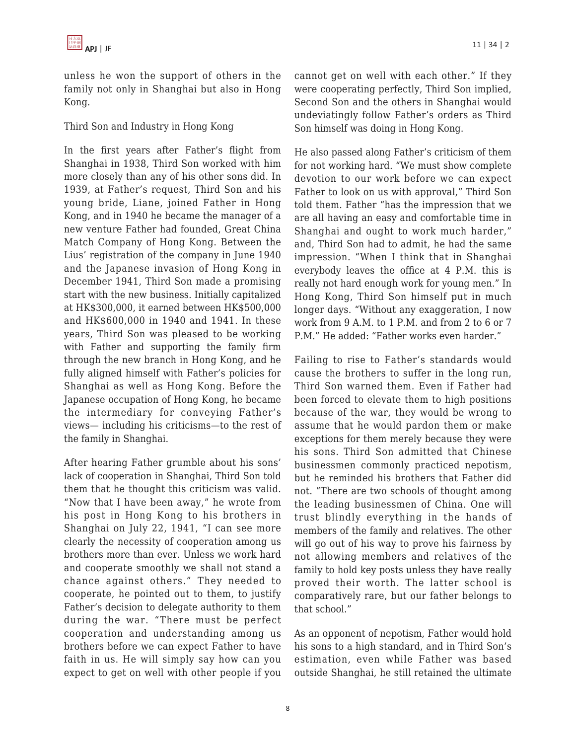unless he won the support of others in the family not only in Shanghai but also in Hong Kong.

## Third Son and Industry in Hong Kong

In the first years after Father's flight from Shanghai in 1938, Third Son worked with him more closely than any of his other sons did. In 1939, at Father's request, Third Son and his young bride, Liane, joined Father in Hong Kong, and in 1940 he became the manager of a new venture Father had founded, Great China Match Company of Hong Kong. Between the Lius' registration of the company in June 1940 and the Japanese invasion of Hong Kong in December 1941, Third Son made a promising start with the new business. Initially capitalized at HK$300,000, it earned between HK$500,000 and HK$600,000 in 1940 and 1941. In these years, Third Son was pleased to be working with Father and supporting the family firm through the new branch in Hong Kong, and he fully aligned himself with Father's policies for Shanghai as well as Hong Kong. Before the Japanese occupation of Hong Kong, he became the intermediary for conveying Father's views— including his criticisms—to the rest of the family in Shanghai.

After hearing Father grumble about his sons' lack of cooperation in Shanghai, Third Son told them that he thought this criticism was valid. "Now that I have been away," he wrote from his post in Hong Kong to his brothers in Shanghai on July 22, 1941, "I can see more clearly the necessity of cooperation among us brothers more than ever. Unless we work hard and cooperate smoothly we shall not stand a chance against others." They needed to cooperate, he pointed out to them, to justify Father's decision to delegate authority to them during the war. "There must be perfect cooperation and understanding among us brothers before we can expect Father to have faith in us. He will simply say how can you expect to get on well with other people if you cannot get on well with each other." If they were cooperating perfectly, Third Son implied, Second Son and the others in Shanghai would undeviatingly follow Father's orders as Third Son himself was doing in Hong Kong.

He also passed along Father's criticism of them for not working hard. "We must show complete devotion to our work before we can expect Father to look on us with approval," Third Son told them. Father "has the impression that we are all having an easy and comfortable time in Shanghai and ought to work much harder," and, Third Son had to admit, he had the same impression. "When I think that in Shanghai everybody leaves the office at 4 P.M. this is really not hard enough work for young men." In Hong Kong, Third Son himself put in much longer days. "Without any exaggeration, I now work from 9 A.M. to 1 P.M. and from 2 to 6 or 7 P.M." He added: "Father works even harder."

Failing to rise to Father's standards would cause the brothers to suffer in the long run, Third Son warned them. Even if Father had been forced to elevate them to high positions because of the war, they would be wrong to assume that he would pardon them or make exceptions for them merely because they were his sons. Third Son admitted that Chinese businessmen commonly practiced nepotism, but he reminded his brothers that Father did not. "There are two schools of thought among the leading businessmen of China. One will trust blindly everything in the hands of members of the family and relatives. The other will go out of his way to prove his fairness by not allowing members and relatives of the family to hold key posts unless they have really proved their worth. The latter school is comparatively rare, but our father belongs to that school."

As an opponent of nepotism, Father would hold his sons to a high standard, and in Third Son's estimation, even while Father was based outside Shanghai, he still retained the ultimate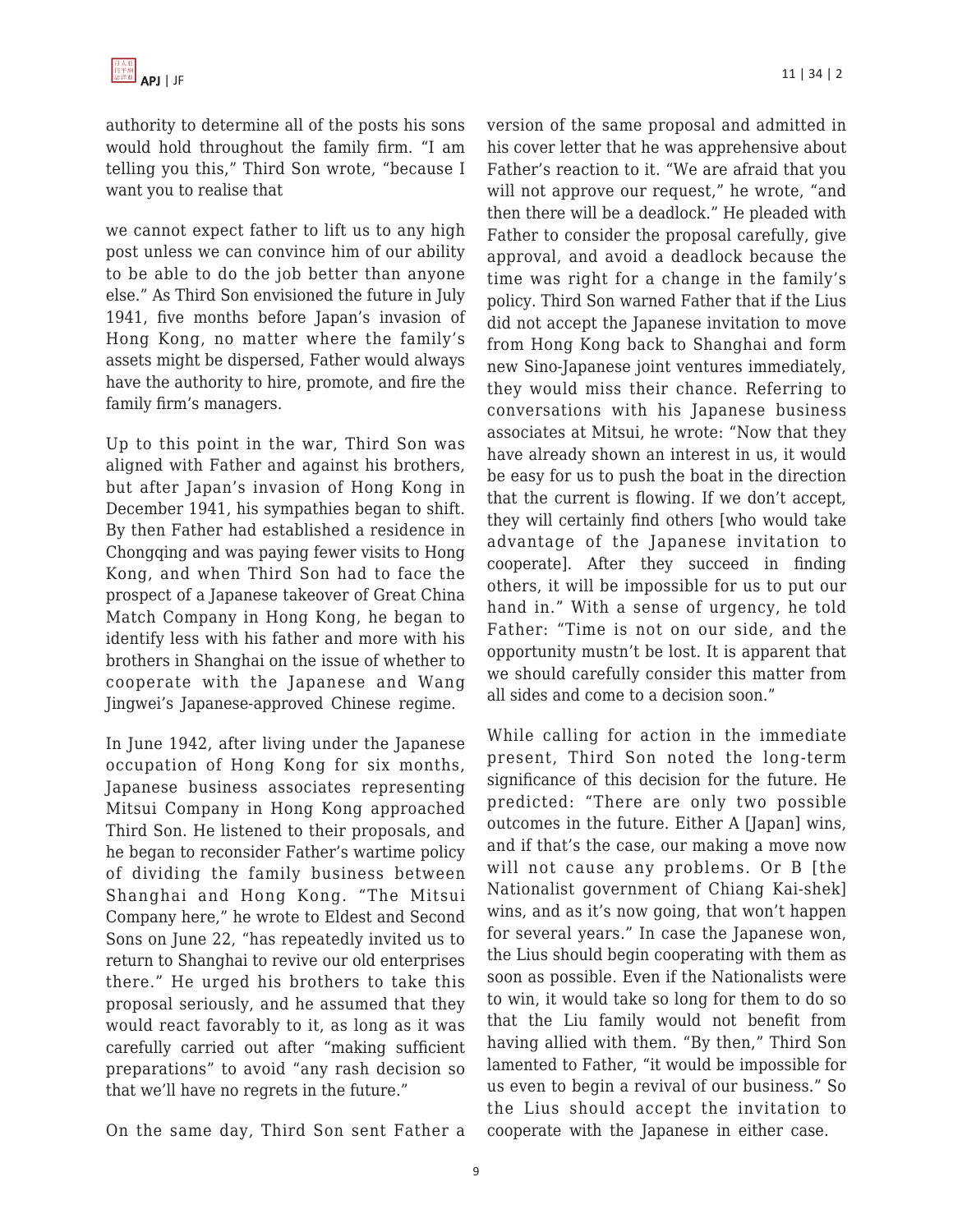authority to determine all of the posts his sons would hold throughout the family firm. "I am telling you this," Third Son wrote, "because I want you to realise that

we cannot expect father to lift us to any high post unless we can convince him of our ability to be able to do the job better than anyone else." As Third Son envisioned the future in July 1941, five months before Japan's invasion of Hong Kong, no matter where the family's assets might be dispersed, Father would always have the authority to hire, promote, and fire the family firm's managers.

Up to this point in the war, Third Son was aligned with Father and against his brothers, but after Japan's invasion of Hong Kong in December 1941, his sympathies began to shift. By then Father had established a residence in Chongqing and was paying fewer visits to Hong Kong, and when Third Son had to face the prospect of a Japanese takeover of Great China Match Company in Hong Kong, he began to identify less with his father and more with his brothers in Shanghai on the issue of whether to cooperate with the Japanese and Wang Jingwei's Japanese-approved Chinese regime.

In June 1942, after living under the Japanese occupation of Hong Kong for six months, Japanese business associates representing Mitsui Company in Hong Kong approached Third Son. He listened to their proposals, and he began to reconsider Father's wartime policy of dividing the family business between Shanghai and Hong Kong. "The Mitsui Company here," he wrote to Eldest and Second Sons on June 22, "has repeatedly invited us to return to Shanghai to revive our old enterprises there." He urged his brothers to take this proposal seriously, and he assumed that they would react favorably to it, as long as it was carefully carried out after "making sufficient preparations" to avoid "any rash decision so that we'll have no regrets in the future."

On the same day, Third Son sent Father a version of the same proposal and admitted in his cover letter that he was apprehensive about Father's reaction to it. "We are afraid that you will not approve our request," he wrote, "and then there will be a deadlock." He pleaded with Father to consider the proposal carefully, give approval, and avoid a deadlock because the time was right for a change in the family's policy. Third Son warned Father that if the Lius did not accept the Japanese invitation to move from Hong Kong back to Shanghai and form new Sino-Japanese joint ventures immediately, they would miss their chance. Referring to conversations with his Japanese business associates at Mitsui, he wrote: "Now that they have already shown an interest in us, it would be easy for us to push the boat in the direction that the current is flowing. If we don't accept, they will certainly find others [who would take advantage of the Japanese invitation to cooperate]. After they succeed in finding others, it will be impossible for us to put our hand in." With a sense of urgency, he told Father: "Time is not on our side, and the opportunity mustn't be lost. It is apparent that we should carefully consider this matter from all sides and come to a decision soon."

While calling for action in the immediate present, Third Son noted the long-term significance of this decision for the future. He predicted: "There are only two possible outcomes in the future. Either A [Japan] wins, and if that's the case, our making a move now will not cause any problems. Or B [the Nationalist government of Chiang Kai-shek] wins, and as it's now going, that won't happen for several years." In case the Japanese won, the Lius should begin cooperating with them as soon as possible. Even if the Nationalists were to win, it would take so long for them to do so that the Liu family would not benefit from having allied with them. "By then," Third Son lamented to Father, "it would be impossible for us even to begin a revival of our business." So the Lius should accept the invitation to cooperate with the Japanese in either case.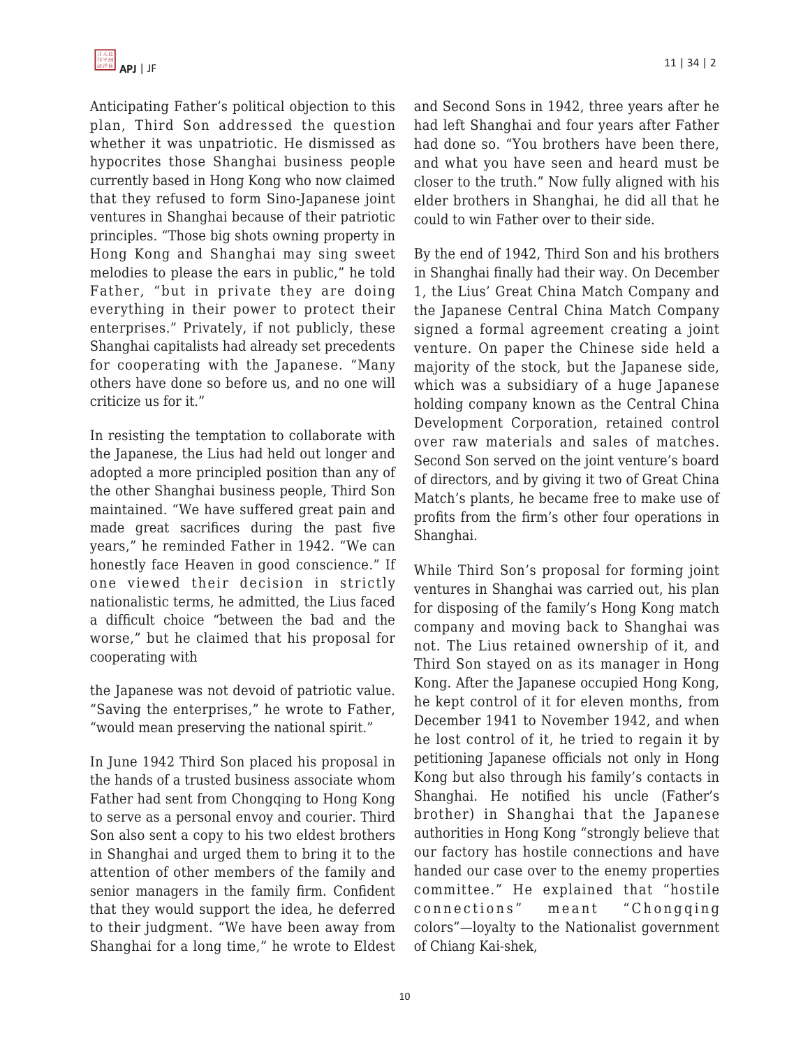Anticipating Father's political objection to this plan, Third Son addressed the question whether it was unpatriotic. He dismissed as hypocrites those Shanghai business people currently based in Hong Kong who now claimed that they refused to form Sino-Japanese joint ventures in Shanghai because of their patriotic principles. "Those big shots owning property in Hong Kong and Shanghai may sing sweet melodies to please the ears in public," he told Father, "but in private they are doing everything in their power to protect their enterprises." Privately, if not publicly, these Shanghai capitalists had already set precedents for cooperating with the Japanese. "Many others have done so before us, and no one will criticize us for it."

In resisting the temptation to collaborate with the Japanese, the Lius had held out longer and adopted a more principled position than any of the other Shanghai business people, Third Son maintained. "We have suffered great pain and made great sacrifices during the past five years," he reminded Father in 1942. "We can honestly face Heaven in good conscience." If one viewed their decision in strictly nationalistic terms, he admitted, the Lius faced a difficult choice "between the bad and the worse," but he claimed that his proposal for cooperating with the Japanese was not devoid of patriotic value. "Saving the enterprises," he wrote to Father, "would mean preserving the national spirit."

In June 1942 Third Son placed his proposal in the hands of a trusted business associate whom Father had sent from Chongqing to Hong Kong to serve as a personal envoy and courier. Third Son also sent a copy to his two eldest brothers in Shanghai and urged them to bring it to the attention of other members of the family and senior managers in the family firm. Confident that they would support the idea, he deferred to their judgment. "We have been away from Shanghai for a long time," he wrote to Eldest and Second Sons in 1942, three years after he had left Shanghai and four years after Father had done so. "You brothers have been there, and what you have seen and heard must be closer to the truth." Now fully aligned with his elder brothers in Shanghai, he did all that he could to win Father over to their side.

By the end of 1942, Third Son and his brothers in Shanghai finally had their way. On December 1, the Lius' Great China Match Company and the Japanese Central China Match Company signed a formal agreement creating a joint venture. On paper the Chinese side held a majority of the stock, but the Japanese side, which was a subsidiary of a huge Japanese holding company known as the Central China Development Corporation, retained control over raw materials and sales of matches. Second Son served on the joint venture's board of directors, and by giving it two of Great China Match's plants, he became free to make use of profits from the firm's other four operations in Shanghai.

While Third Son's proposal for forming joint ventures in Shanghai was carried out, his plan for disposing of the family's Hong Kong match company and moving back to Shanghai was not. The Lius retained ownership of it, and Third Son stayed on as its manager in Hong Kong. After the Japanese occupied Hong Kong, he kept control of it for eleven months, from December 1941 to November 1942, and when he lost control of it, he tried to regain it by petitioning Japanese officials not only in Hong Kong but also through his family's contacts in Shanghai. He notified his uncle (Father's brother) in Shanghai that the Japanese authorities in Hong Kong "strongly believe that our factory has hostile connections and have handed our case over to the enemy properties committee." He explained that "hostile connections" meant "Chongqing colors"—loyalty to the Nationalist government of Chiang Kai-shek,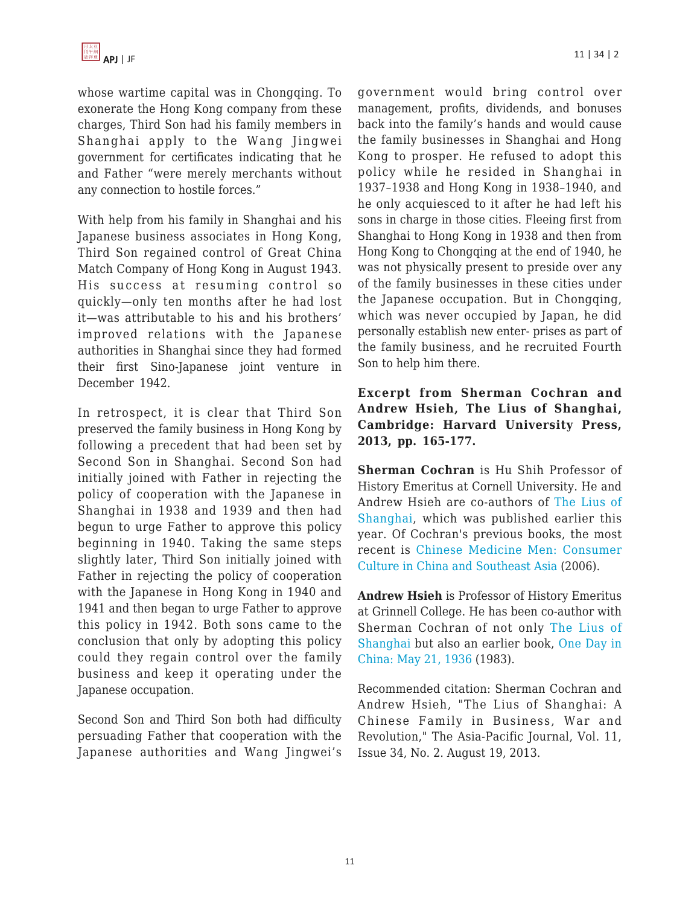whose wartime capital was in Chongqing. To exonerate the Hong Kong company from these charges, Third Son had his family members in Shanghai apply to the Wang Jingwei government for certificates indicating that he and Father "were merely merchants without any connection to hostile forces."

With help from his family in Shanghai and his Japanese business associates in Hong Kong, Third Son regained control of Great China Match Company of Hong Kong in August 1943. His success at resuming control so quickly—only ten months after he had lost it—was attributable to his and his brothers' improved relations with the Japanese authorities in Shanghai since they had formed their first Sino-Japanese joint venture in December 1942.

In retrospect, it is clear that Third Son preserved the family business in Hong Kong by following a precedent that had been set by Second Son in Shanghai. Second Son had initially joined with Father in rejecting the policy of cooperation with the Japanese in Shanghai in 1938 and 1939 and then had begun to urge Father to approve this policy beginning in 1940. Taking the same steps slightly later, Third Son initially joined with Father in rejecting the policy of cooperation with the Japanese in Hong Kong in 1940 and 1941 and then began to urge Father to approve this policy in 1942. Both sons came to the conclusion that only by adopting this policy could they regain control over the family business and keep it operating under the Japanese occupation.

Second Son and Third Son both had difficulty persuading Father that cooperation with the Japanese authorities and Wang Jingwei's government would bring control over management, profits, dividends, and bonuses back into the family's hands and would cause the family businesses in Shanghai and Hong Kong to prosper. He refused to adopt this policy while he resided in Shanghai in 1937–1938 and Hong Kong in 1938–1940, and he only acquiesced to it after he had left his sons in charge in those cities. Fleeing first from Shanghai to Hong Kong in 1938 and then from Hong Kong to Chongqing at the end of 1940, he was not physically present to preside over any of the family businesses in these cities under the Japanese occupation. But in Chongqing, which was never occupied by Japan, he did personally establish new enter- prises as part of the family business, and he recruited Fourth Son to help him there.

**Excerpt from Sherman Cochran and Andrew Hsieh, The Lius of Shanghai, Cambridge: Harvard University Press, 2013, pp. 165-177.**

**Sherman Cochran** is Hu Shih Professor of History Emeritus at Cornell University. He and Andrew Hsieh are co-authors of The Lius of Shanghai, which was published earlier this year. Of Cochran's previous books, the most recent is Chinese Medicine Men: Consumer Culture in China and Southeast Asia (2006).

**Andrew Hsieh** is Professor of History Emeritus at Grinnell College. He has been co-author with Sherman Cochran of not only The Lius of Shanghai but also an earlier book, One Day in China: May 21, 1936 (1983).

Recommended citation: Sherman Cochran and Andrew Hsieh, "The Lius of Shanghai: A Chinese Family in Business, War and Revolution," The Asia-Pacific Journal, Vol. 11, Issue 34, No. 2. August 19, 2013.